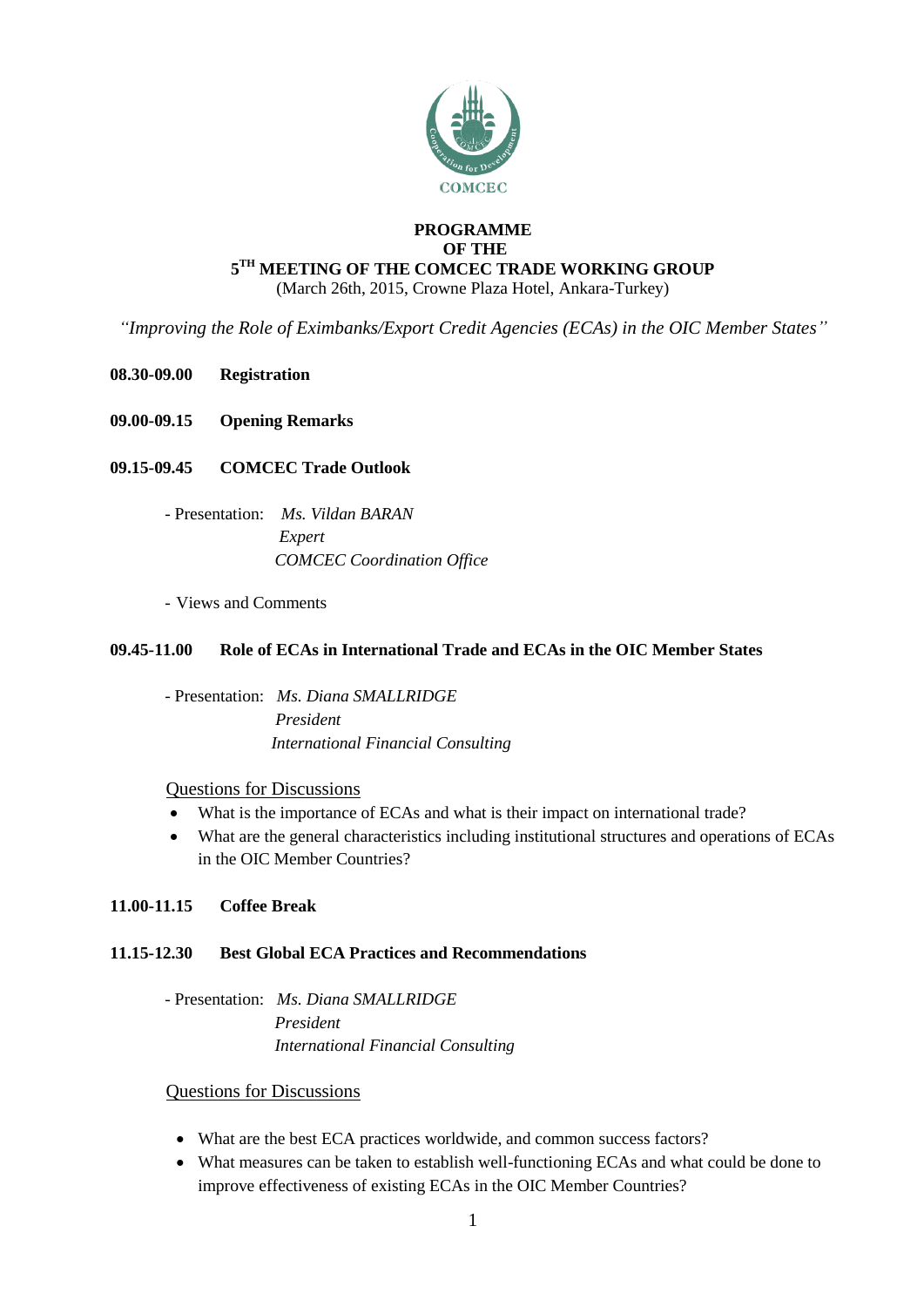COMCEC

**PROGRAMME**
**OF THE**
**5TH MEETING OF THE COMCEC TRADE WORKING GROUP**
(March 26th, 2015, Crowne Plaza Hotel, Ankara-Turkey)

*"Improving the Role of Eximbanks/Export Credit Agencies (ECAs) in the OIC Member States"*

**08.30-09.00 Registration**

**09.00-09.15 Opening Remarks**

**09.15-09.45 COMCEC Trade Outlook**

- Presentation: *Ms. Vildan BARAN*
  *Expert*
  *COMCEC Coordination Office*

- Views and Comments

**09.45-11.00 Role of ECAs in International Trade and ECAs in the OIC Member States**

- Presentation: *Ms. Diana SMALLRIDGE*
  *President*
  *International Financial Consulting*

Questions for Discussions

- What is the importance of ECAs and what is their impact on international trade?
- What are the general characteristics including institutional structures and operations of ECAs in the OIC Member Countries?

**11.00-11.15 Coffee Break**

**11.15-12.30 Best Global ECA Practices and Recommendations**

- Presentation: *Ms. Diana SMALLRIDGE*
  *President*
  *International Financial Consulting*

Questions for Discussions

- What are the best ECA practices worldwide, and common success factors?
- What measures can be taken to establish well-functioning ECAs and what could be done to improve effectiveness of existing ECAs in the OIC Member Countries?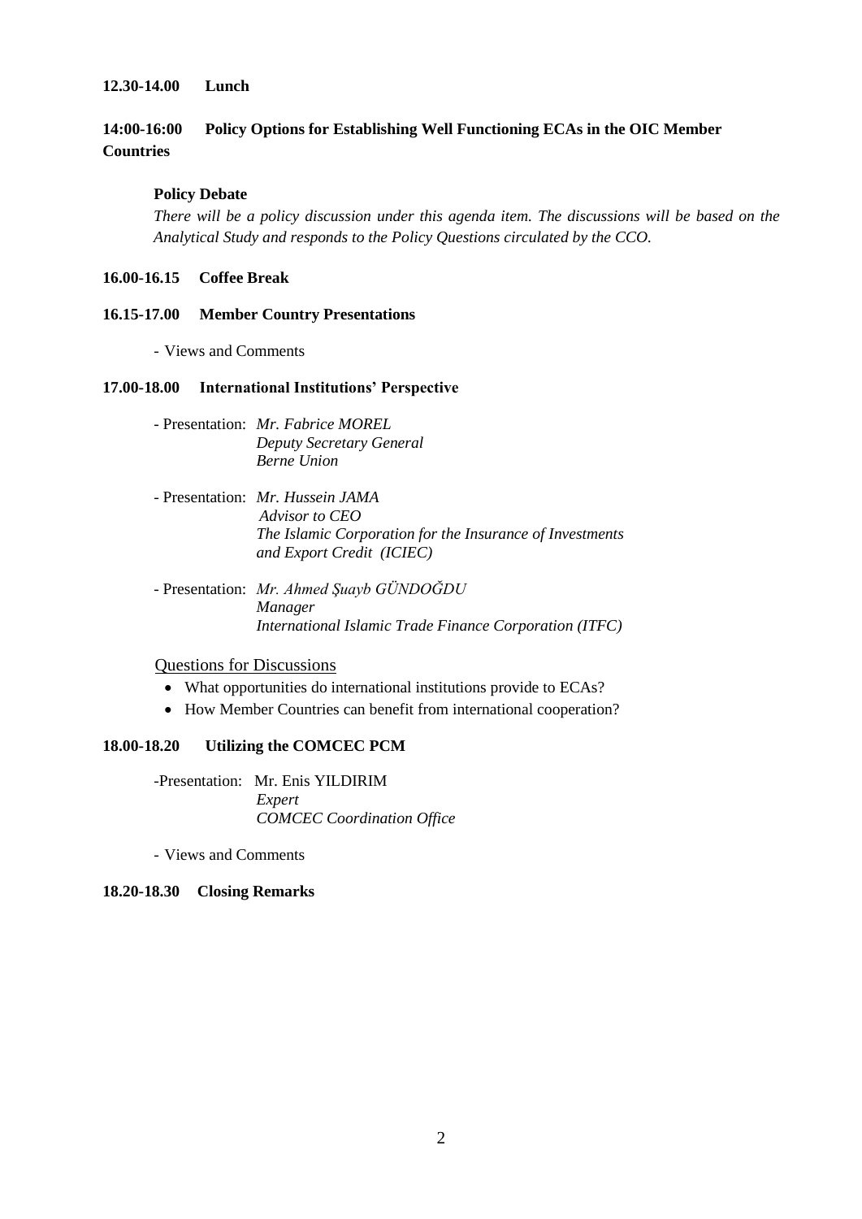**12.30-14.00 Lunch**

**14:00-16:00 Policy Options for Establishing Well Functioning ECAs in the OIC Member Countries**

**Policy Debate**

*There will be a policy discussion under this agenda item. The discussions will be based on the Analytical Study and responds to the Policy Questions circulated by the CCO.*

**16.00-16.15 Coffee Break**

**16.15-17.00 Member Country Presentations**

- Views and Comments

**17.00-18.00 International Institutions' Perspective**

- Presentation: *Mr. Fabrice MOREL*
  *Deputy Secretary General*
  *Berne Union*

- Presentation: *Mr. Hussein JAMA*
  *Advisor to CEO*
  *The Islamic Corporation for the Insurance of Investments and Export Credit (ICIEC)*

- Presentation: *Mr. Ahmed Şuayb GÜNDOĞDU*
  *Manager*
  *International Islamic Trade Finance Corporation (ITFC)*

Questions for Discussions

- What opportunities do international institutions provide to ECAs?
- How Member Countries can benefit from international cooperation?

**18.00-18.20 Utilizing the COMCEC PCM**

-Presentation: Mr. Enis YILDIRIM
  *Expert*
  *COMCEC Coordination Office*

- Views and Comments

**18.20-18.30 Closing Remarks**